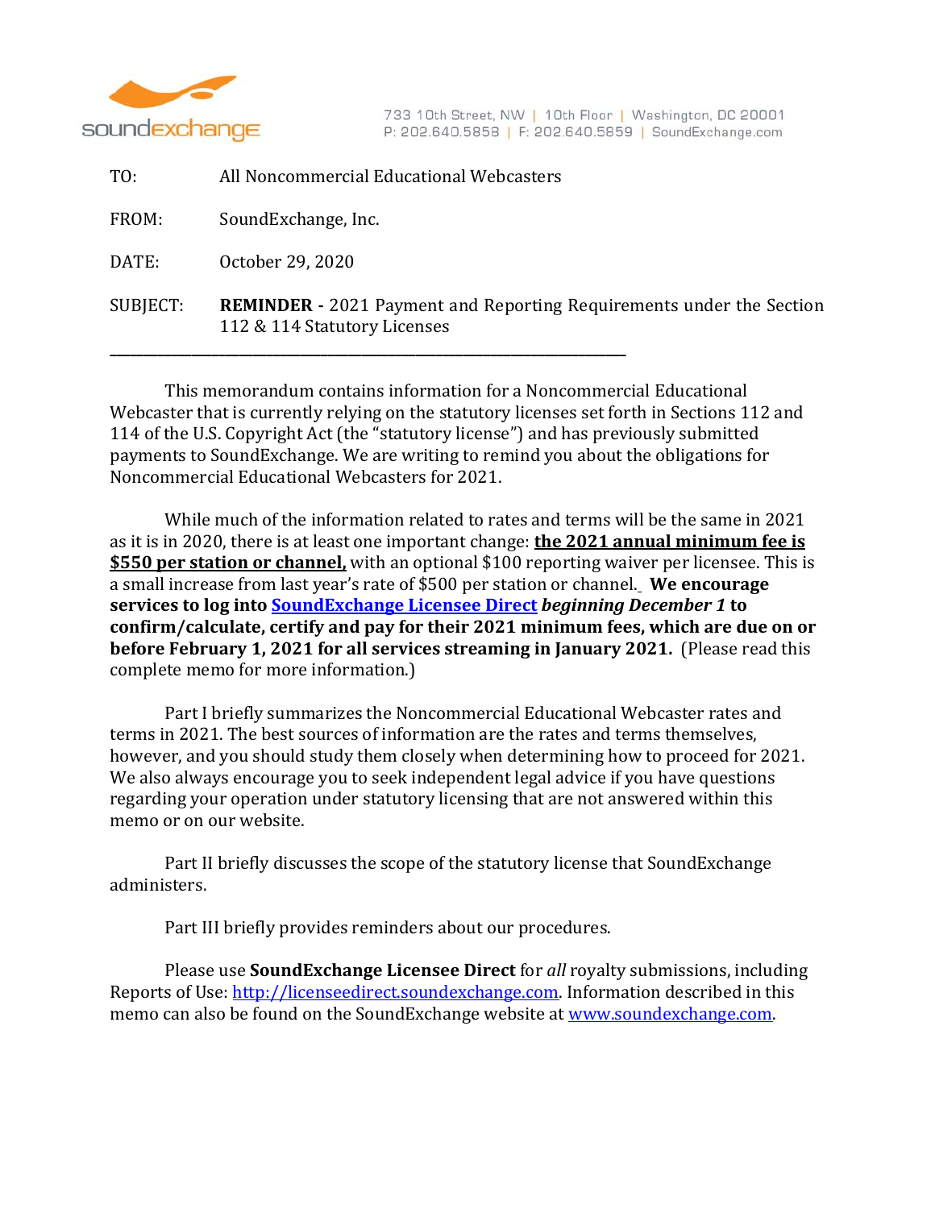soundexchange

733 10th Street, NW | 10th Floor | Washington, DC 20001
P: 202.640.5858 | F: 202.640.5859 | SoundExchange.com

TO: All Noncommercial Educational Webcasters

FROM: SoundExchange, Inc.

DATE: October 29, 2020

SUBJECT: **REMINDER -** 2021 Payment and Reporting Requirements under the Section 112 & 114 Statutory Licenses

---

This memorandum contains information for a Noncommercial Educational Webcaster that is currently relying on the statutory licenses set forth in Sections 112 and 114 of the U.S. Copyright Act (the "statutory license") and has previously submitted payments to SoundExchange. We are writing to remind you about the obligations for Noncommercial Educational Webcasters for 2021.

While much of the information related to rates and terms will be the same in 2021 as it is in 2020, there is at least one important change: **the 2021 annual minimum fee is $550 per station or channel,** with an optional $100 reporting waiver per licensee. This is a small increase from last year's rate of $500 per station or channel. **We encourage services to log into [SoundExchange Licensee Direct](http://licenseedirect.soundexchange.com) *beginning December 1* to confirm/calculate, certify and pay for their 2021 minimum fees, which are due on or before February 1, 2021 for all services streaming in January 2021.** (Please read this complete memo for more information.)

Part I briefly summarizes the Noncommercial Educational Webcaster rates and terms in 2021. The best sources of information are the rates and terms themselves, however, and you should study them closely when determining how to proceed for 2021. We also always encourage you to seek independent legal advice if you have questions regarding your operation under statutory licensing that are not answered within this memo or on our website.

Part II briefly discusses the scope of the statutory license that SoundExchange administers.

Part III briefly provides reminders about our procedures.

Please use **SoundExchange Licensee Direct** for *all* royalty submissions, including Reports of Use: http://licenseedirect.soundexchange.com. Information described in this memo can also be found on the SoundExchange website at www.soundexchange.com.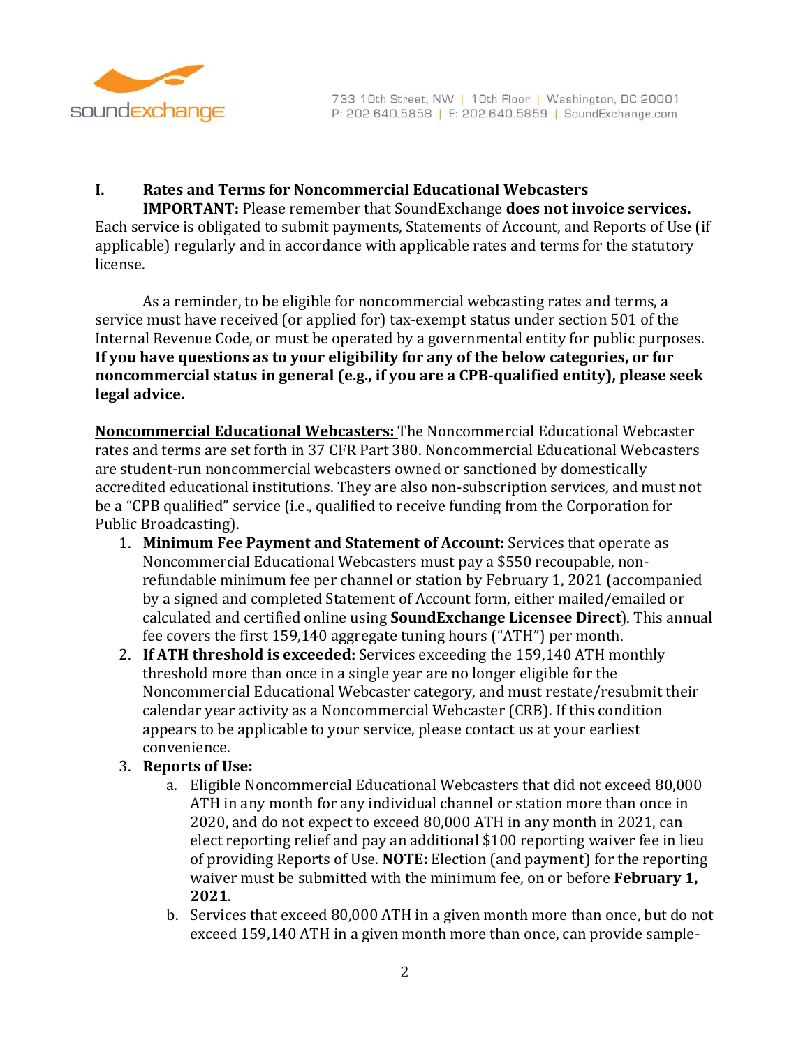## I. Rates and Terms for Noncommercial Educational Webcasters

**IMPORTANT:** Please remember that SoundExchange **does not invoice services.** Each service is obligated to submit payments, Statements of Account, and Reports of Use (if applicable) regularly and in accordance with applicable rates and terms for the statutory license.

As a reminder, to be eligible for noncommercial webcasting rates and terms, a service must have received (or applied for) tax-exempt status under section 501 of the Internal Revenue Code, or must be operated by a governmental entity for public purposes. **If you have questions as to your eligibility for any of the below categories, or for noncommercial status in general (e.g., if you are a CPB-qualified entity), please seek legal advice.**

**Noncommercial Educational Webcasters:** The Noncommercial Educational Webcaster rates and terms are set forth in 37 CFR Part 380. Noncommercial Educational Webcasters are student-run noncommercial webcasters owned or sanctioned by domestically accredited educational institutions. They are also non-subscription services, and must not be a "CPB qualified" service (i.e., qualified to receive funding from the Corporation for Public Broadcasting).

1. **Minimum Fee Payment and Statement of Account:** Services that operate as Noncommercial Educational Webcasters must pay a $550 recoupable, non-refundable minimum fee per channel or station by February 1, 2021 (accompanied by a signed and completed Statement of Account form, either mailed/emailed or calculated and certified online using **SoundExchange Licensee Direct**). This annual fee covers the first 159,140 aggregate tuning hours ("ATH") per month.
2. **If ATH threshold is exceeded:** Services exceeding the 159,140 ATH monthly threshold more than once in a single year are no longer eligible for the Noncommercial Educational Webcaster category, and must restate/resubmit their calendar year activity as a Noncommercial Webcaster (CRB). If this condition appears to be applicable to your service, please contact us at your earliest convenience.
3. **Reports of Use:**
   a. Eligible Noncommercial Educational Webcasters that did not exceed 80,000 ATH in any month for any individual channel or station more than once in 2020, and do not expect to exceed 80,000 ATH in any month in 2021, can elect reporting relief and pay an additional $100 reporting waiver fee in lieu of providing Reports of Use. **NOTE:** Election (and payment) for the reporting waiver must be submitted with the minimum fee, on or before **February 1, 2021**.
   b. Services that exceed 80,000 ATH in a given month more than once, but do not exceed 159,140 ATH in a given month more than once, can provide sample-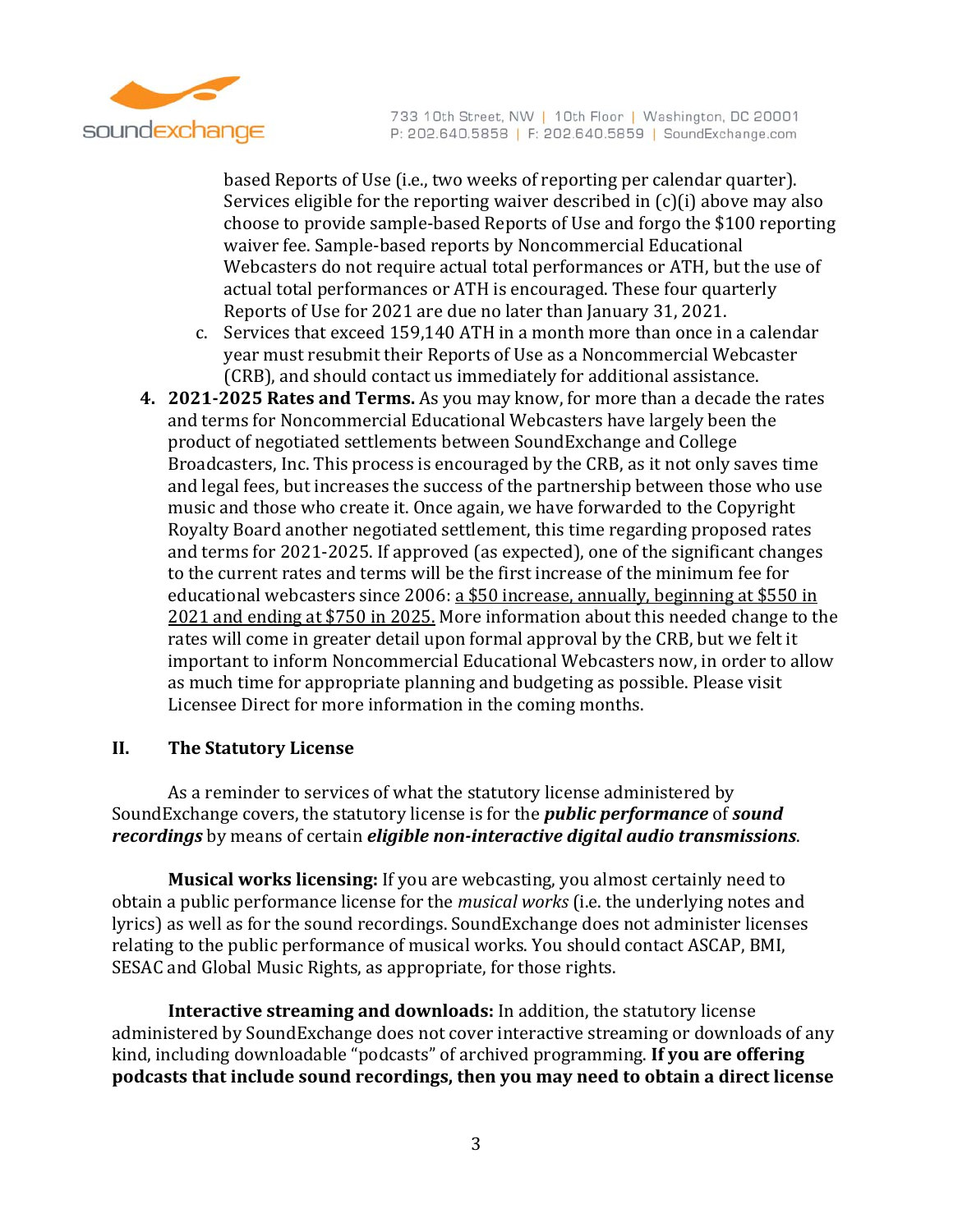based Reports of Use (i.e., two weeks of reporting per calendar quarter). Services eligible for the reporting waiver described in (c)(i) above may also choose to provide sample-based Reports of Use and forgo the $100 reporting waiver fee. Sample-based reports by Noncommercial Educational Webcasters do not require actual total performances or ATH, but the use of actual total performances or ATH is encouraged. These four quarterly Reports of Use for 2021 are due no later than January 31, 2021.

   c. Services that exceed 159,140 ATH in a month more than once in a calendar year must resubmit their Reports of Use as a Noncommercial Webcaster (CRB), and should contact us immediately for additional assistance.

4. **2021-2025 Rates and Terms.** As you may know, for more than a decade the rates and terms for Noncommercial Educational Webcasters have largely been the product of negotiated settlements between SoundExchange and College Broadcasters, Inc. This process is encouraged by the CRB, as it not only saves time and legal fees, but increases the success of the partnership between those who use music and those who create it. Once again, we have forwarded to the Copyright Royalty Board another negotiated settlement, this time regarding proposed rates and terms for 2021-2025. If approved (as expected), one of the significant changes to the current rates and terms will be the first increase of the minimum fee for educational webcasters since 2006: <u>a $50 increase, annually, beginning at $550 in 2021 and ending at $750 in 2025.</u> More information about this needed change to the rates will come in greater detail upon formal approval by the CRB, but we felt it important to inform Noncommercial Educational Webcasters now, in order to allow as much time for appropriate planning and budgeting as possible. Please visit Licensee Direct for more information in the coming months.

## II. The Statutory License

As a reminder to services of what the statutory license administered by SoundExchange covers, the statutory license is for the ***public performance*** of ***sound recordings*** by means of certain ***eligible non-interactive digital audio transmissions***.

**Musical works licensing:** If you are webcasting, you almost certainly need to obtain a public performance license for the *musical works* (i.e. the underlying notes and lyrics) as well as for the sound recordings. SoundExchange does not administer licenses relating to the public performance of musical works. You should contact ASCAP, BMI, SESAC and Global Music Rights, as appropriate, for those rights.

**Interactive streaming and downloads:** In addition, the statutory license administered by SoundExchange does not cover interactive streaming or downloads of any kind, including downloadable "podcasts" of archived programming. **If you are offering podcasts that include sound recordings, then you may need to obtain a direct license**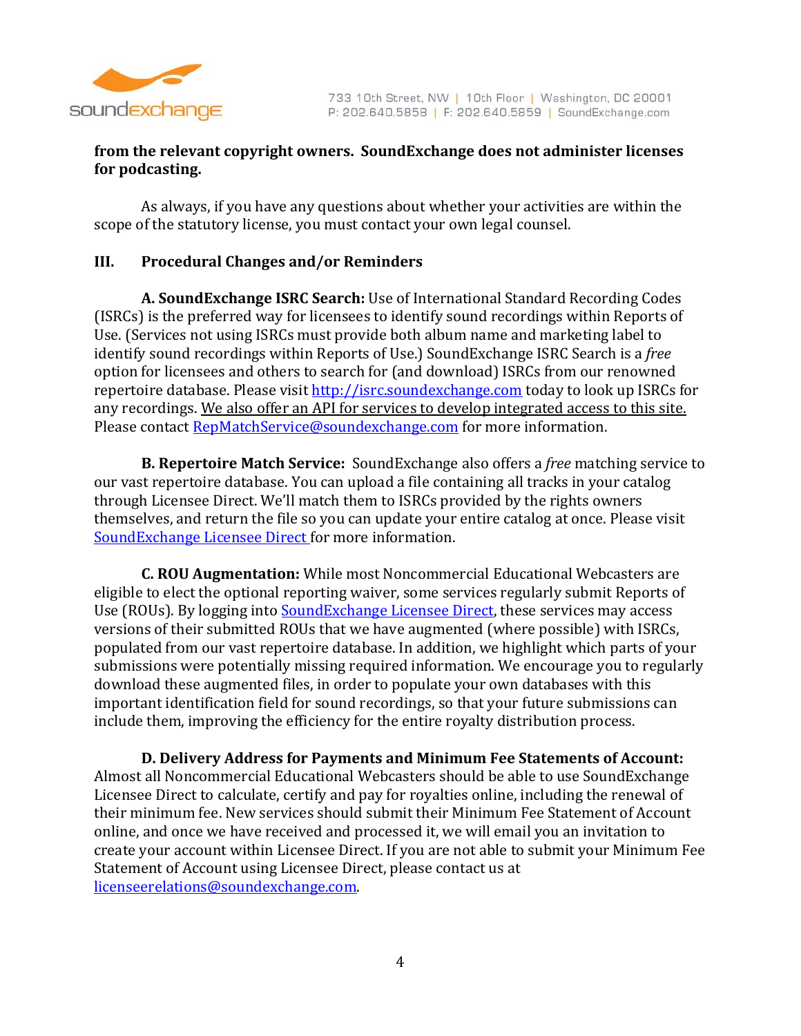**from the relevant copyright owners. SoundExchange does not administer licenses for podcasting.**

As always, if you have any questions about whether your activities are within the scope of the statutory license, you must contact your own legal counsel.

## III. Procedural Changes and/or Reminders

**A. SoundExchange ISRC Search:** Use of International Standard Recording Codes (ISRCs) is the preferred way for licensees to identify sound recordings within Reports of Use. (Services not using ISRCs must provide both album name and marketing label to identify sound recordings within Reports of Use.) SoundExchange ISRC Search is a *free* option for licensees and others to search for (and download) ISRCs from our renowned repertoire database. Please visit http://isrc.soundexchange.com today to look up ISRCs for any recordings. We also offer an API for services to develop integrated access to this site. Please contact RepMatchService@soundexchange.com for more information.

**B. Repertoire Match Service:** SoundExchange also offers a *free* matching service to our vast repertoire database. You can upload a file containing all tracks in your catalog through Licensee Direct. We'll match them to ISRCs provided by the rights owners themselves, and return the file so you can update your entire catalog at once. Please visit SoundExchange Licensee Direct for more information.

**C. ROU Augmentation:** While most Noncommercial Educational Webcasters are eligible to elect the optional reporting waiver, some services regularly submit Reports of Use (ROUs). By logging into SoundExchange Licensee Direct, these services may access versions of their submitted ROUs that we have augmented (where possible) with ISRCs, populated from our vast repertoire database. In addition, we highlight which parts of your submissions were potentially missing required information. We encourage you to regularly download these augmented files, in order to populate your own databases with this important identification field for sound recordings, so that your future submissions can include them, improving the efficiency for the entire royalty distribution process.

**D. Delivery Address for Payments and Minimum Fee Statements of Account:** Almost all Noncommercial Educational Webcasters should be able to use SoundExchange Licensee Direct to calculate, certify and pay for royalties online, including the renewal of their minimum fee. New services should submit their Minimum Fee Statement of Account online, and once we have received and processed it, we will email you an invitation to create your account within Licensee Direct. If you are not able to submit your Minimum Fee Statement of Account using Licensee Direct, please contact us at licenseerelations@soundexchange.com.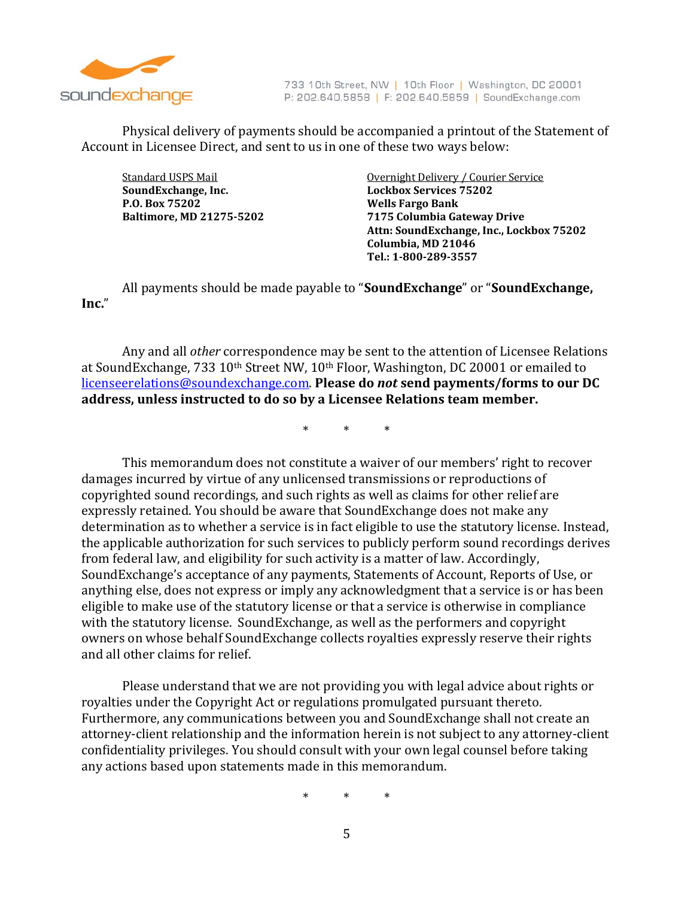Physical delivery of payments should be accompanied a printout of the Statement of Account in Licensee Direct, and sent to us in one of these two ways below:

Standard USPS Mail
**SoundExchange, Inc.**
**P.O. Box 75202**
**Baltimore, MD 21275-5202**

Overnight Delivery / Courier Service
**Lockbox Services 75202**
**Wells Fargo Bank**
**7175 Columbia Gateway Drive**
**Attn: SoundExchange, Inc., Lockbox 75202**
**Columbia, MD 21046**
**Tel.: 1-800-289-3557**

All payments should be made payable to "**SoundExchange**" or "**SoundExchange, Inc.**"

Any and all *other* correspondence may be sent to the attention of Licensee Relations at SoundExchange, 733 10th Street NW, 10th Floor, Washington, DC 20001 or emailed to licenseerelations@soundexchange.com. **Please do *not* send payments/forms to our DC address, unless instructed to do so by a Licensee Relations team member.**

\* \* \*

This memorandum does not constitute a waiver of our members' right to recover damages incurred by virtue of any unlicensed transmissions or reproductions of copyrighted sound recordings, and such rights as well as claims for other relief are expressly retained. You should be aware that SoundExchange does not make any determination as to whether a service is in fact eligible to use the statutory license. Instead, the applicable authorization for such services to publicly perform sound recordings derives from federal law, and eligibility for such activity is a matter of law. Accordingly, SoundExchange's acceptance of any payments, Statements of Account, Reports of Use, or anything else, does not express or imply any acknowledgment that a service is or has been eligible to make use of the statutory license or that a service is otherwise in compliance with the statutory license. SoundExchange, as well as the performers and copyright owners on whose behalf SoundExchange collects royalties expressly reserve their rights and all other claims for relief.

Please understand that we are not providing you with legal advice about rights or royalties under the Copyright Act or regulations promulgated pursuant thereto. Furthermore, any communications between you and SoundExchange shall not create an attorney-client relationship and the information herein is not subject to any attorney-client confidentiality privileges. You should consult with your own legal counsel before taking any actions based upon statements made in this memorandum.

\* \* \*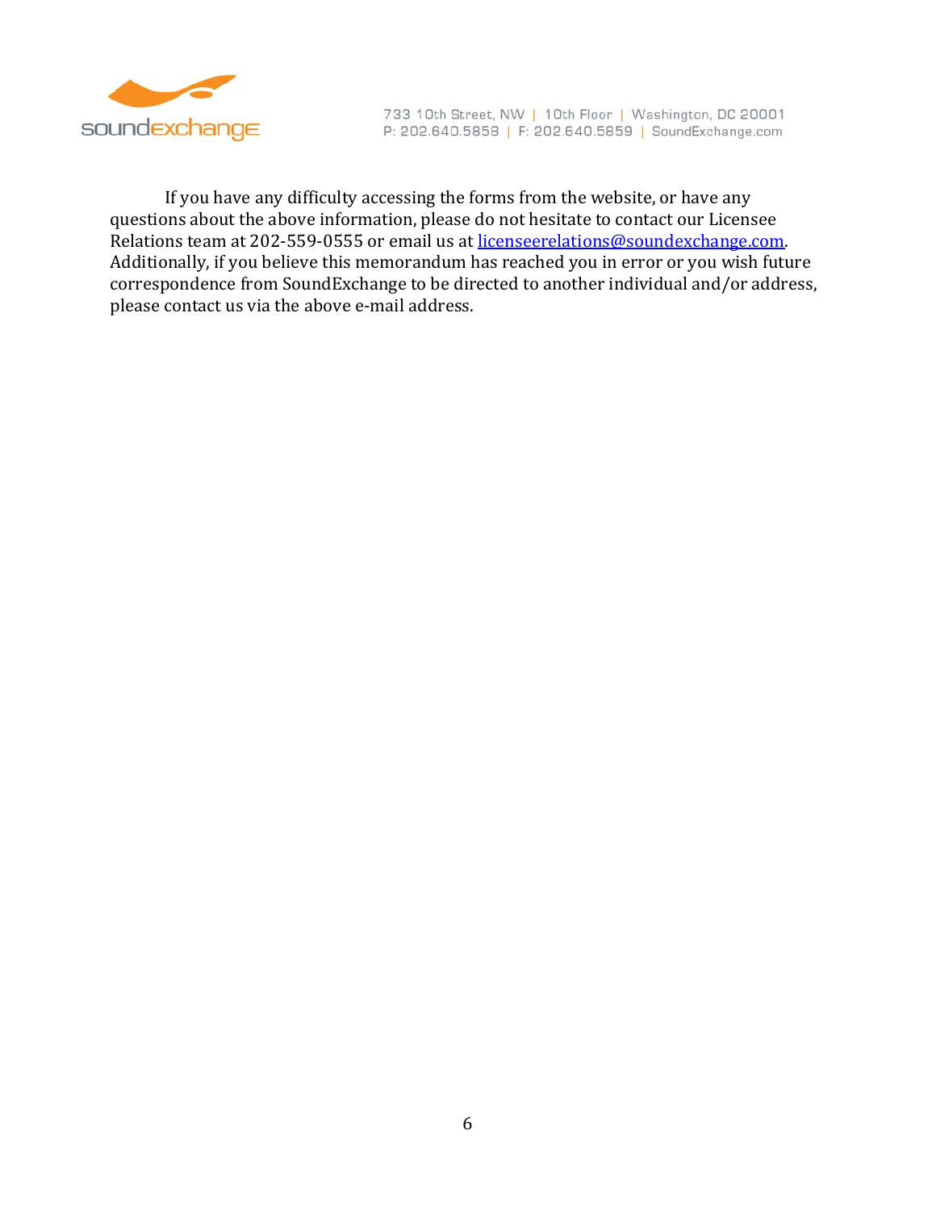If you have any difficulty accessing the forms from the website, or have any questions about the above information, please do not hesitate to contact our Licensee Relations team at 202-559-0555 or email us at licenseerelations@soundexchange.com. Additionally, if you believe this memorandum has reached you in error or you wish future correspondence from SoundExchange to be directed to another individual and/or address, please contact us via the above e-mail address.